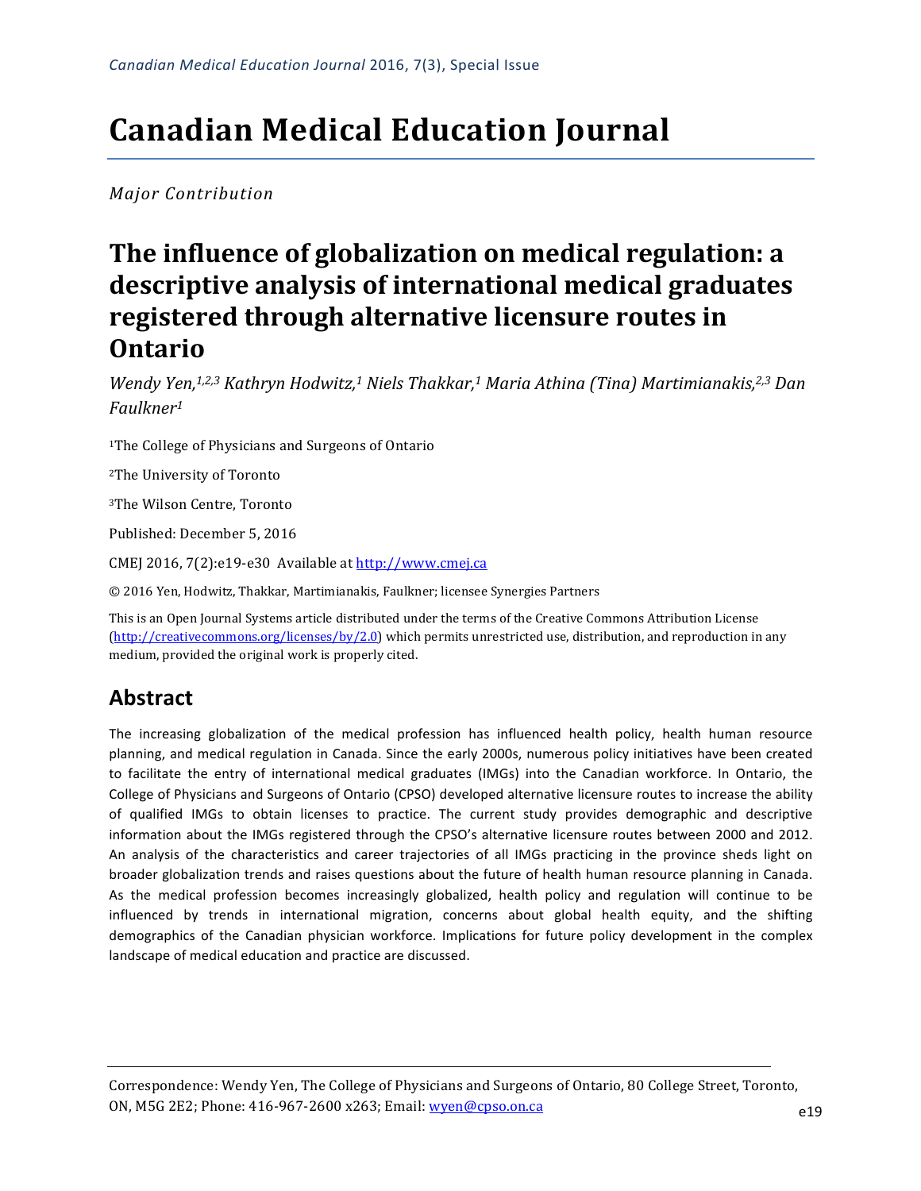# Canadian Medical Education Journal

*Major Contribution*

## The influence of globalization on medical regulation: a descriptive analysis of international medical graduates registered through alternative licensure routes in Ontario

*Wendy Yen,[1,2,3] Kathryn Hodwitz,[1] Niels Thakkar,[1] Maria Athina (Tina) Martimianakis,[2,3] Dan Faulkner[1]*

[1]The College of Physicians and Surgeons of Ontario

[2]The University of Toronto

[3]The Wilson Centre, Toronto

Published: December 5, 2016

CMEJ 2016, 7(2):e19-e30 Available at http://www.cmej.ca

© 2016 Yen, Hodwitz, Thakkar, Martimianakis, Faulkner; licensee Synergies Partners

This is an Open Journal Systems article distributed under the terms of the Creative Commons Attribution License (http://creativecommons.org/licenses/by/2.0) which permits unrestricted use, distribution, and reproduction in any medium, provided the original work is properly cited.

## Abstract

The increasing globalization of the medical profession has influenced health policy, health human resource planning, and medical regulation in Canada. Since the early 2000s, numerous policy initiatives have been created to facilitate the entry of international medical graduates (IMGs) into the Canadian workforce. In Ontario, the College of Physicians and Surgeons of Ontario (CPSO) developed alternative licensure routes to increase the ability of qualified IMGs to obtain licenses to practice. The current study provides demographic and descriptive information about the IMGs registered through the CPSO's alternative licensure routes between 2000 and 2012. An analysis of the characteristics and career trajectories of all IMGs practicing in the province sheds light on broader globalization trends and raises questions about the future of health human resource planning in Canada. As the medical profession becomes increasingly globalized, health policy and regulation will continue to be influenced by trends in international migration, concerns about global health equity, and the shifting demographics of the Canadian physician workforce. Implications for future policy development in the complex landscape of medical education and practice are discussed.

Correspondence: Wendy Yen, The College of Physicians and Surgeons of Ontario, 80 College Street, Toronto, ON, M5G 2E2; Phone: 416-967-2600 x263; Email: wyen@cpso.on.ca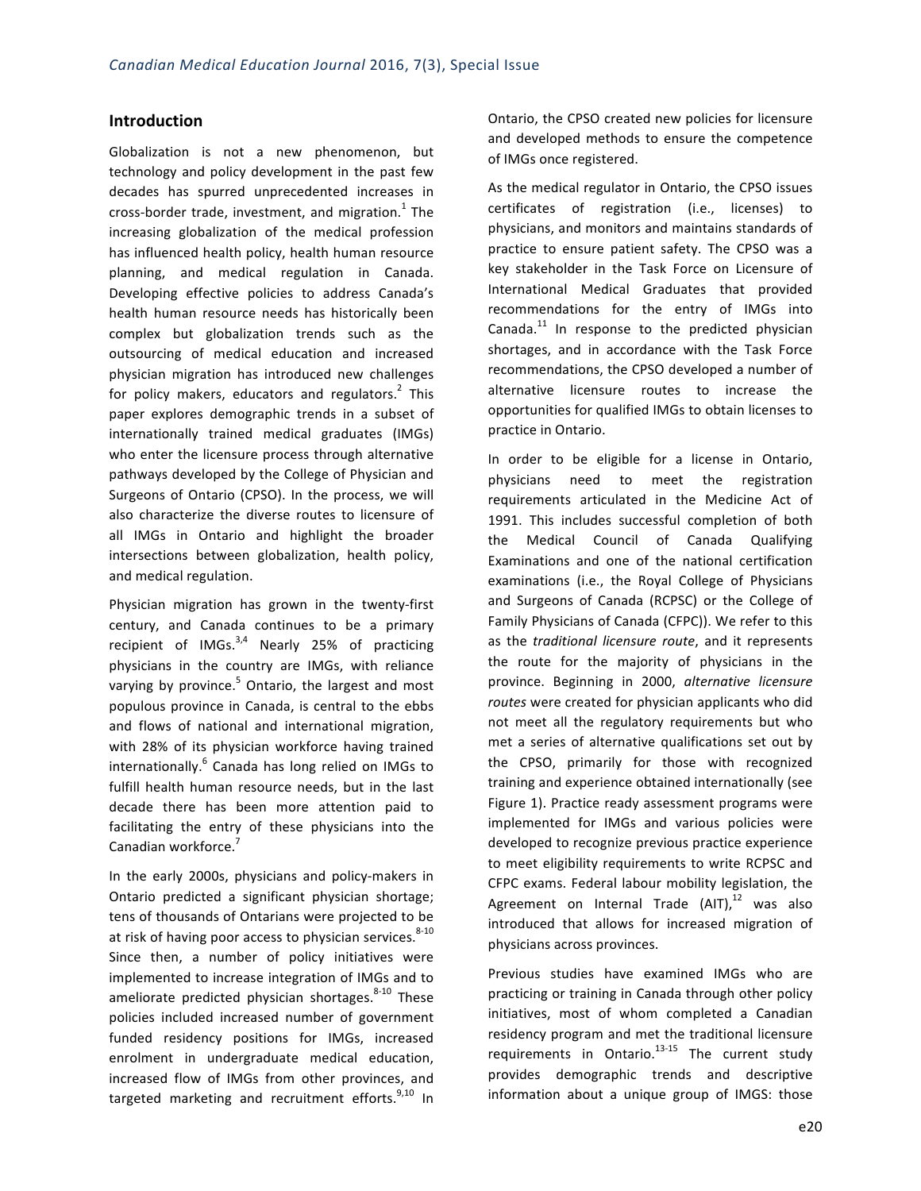## Introduction

Globalization is not a new phenomenon, but technology and policy development in the past few decades has spurred unprecedented increases in cross-border trade, investment, and migration.[1] The increasing globalization of the medical profession has influenced health policy, health human resource planning, and medical regulation in Canada. Developing effective policies to address Canada's health human resource needs has historically been complex but globalization trends such as the outsourcing of medical education and increased physician migration has introduced new challenges for policy makers, educators and regulators.[2] This paper explores demographic trends in a subset of internationally trained medical graduates (IMGs) who enter the licensure process through alternative pathways developed by the College of Physician and Surgeons of Ontario (CPSO). In the process, we will also characterize the diverse routes to licensure of all IMGs in Ontario and highlight the broader intersections between globalization, health policy, and medical regulation.

Physician migration has grown in the twenty-first century, and Canada continues to be a primary recipient of IMGs.[3,4] Nearly 25% of practicing physicians in the country are IMGs, with reliance varying by province.[5] Ontario, the largest and most populous province in Canada, is central to the ebbs and flows of national and international migration, with 28% of its physician workforce having trained internationally.[6] Canada has long relied on IMGs to fulfill health human resource needs, but in the last decade there has been more attention paid to facilitating the entry of these physicians into the Canadian workforce.[7]

In the early 2000s, physicians and policy-makers in Ontario predicted a significant physician shortage; tens of thousands of Ontarians were projected to be at risk of having poor access to physician services.[8-10] Since then, a number of policy initiatives were implemented to increase integration of IMGs and to ameliorate predicted physician shortages.[8-10] These policies included increased number of government funded residency positions for IMGs, increased enrolment in undergraduate medical education, increased flow of IMGs from other provinces, and targeted marketing and recruitment efforts.[9,10] In Ontario, the CPSO created new policies for licensure and developed methods to ensure the competence of IMGs once registered.

As the medical regulator in Ontario, the CPSO issues certificates of registration (i.e., licenses) to physicians, and monitors and maintains standards of practice to ensure patient safety. The CPSO was a key stakeholder in the Task Force on Licensure of International Medical Graduates that provided recommendations for the entry of IMGs into Canada.[11] In response to the predicted physician shortages, and in accordance with the Task Force recommendations, the CPSO developed a number of alternative licensure routes to increase the opportunities for qualified IMGs to obtain licenses to practice in Ontario.

In order to be eligible for a license in Ontario, physicians need to meet the registration requirements articulated in the Medicine Act of 1991. This includes successful completion of both the Medical Council of Canada Qualifying Examinations and one of the national certification examinations (i.e., the Royal College of Physicians and Surgeons of Canada (RCPSC) or the College of Family Physicians of Canada (CFPC)). We refer to this as the *traditional licensure route*, and it represents the route for the majority of physicians in the province. Beginning in 2000, *alternative licensure routes* were created for physician applicants who did not meet all the regulatory requirements but who met a series of alternative qualifications set out by the CPSO, primarily for those with recognized training and experience obtained internationally (see Figure 1). Practice ready assessment programs were implemented for IMGs and various policies were developed to recognize previous practice experience to meet eligibility requirements to write RCPSC and CFPC exams. Federal labour mobility legislation, the Agreement on Internal Trade (AIT),[12] was also introduced that allows for increased migration of physicians across provinces.

Previous studies have examined IMGs who are practicing or training in Canada through other policy initiatives, most of whom completed a Canadian residency program and met the traditional licensure requirements in Ontario.[13-15] The current study provides demographic trends and descriptive information about a unique group of IMGS: those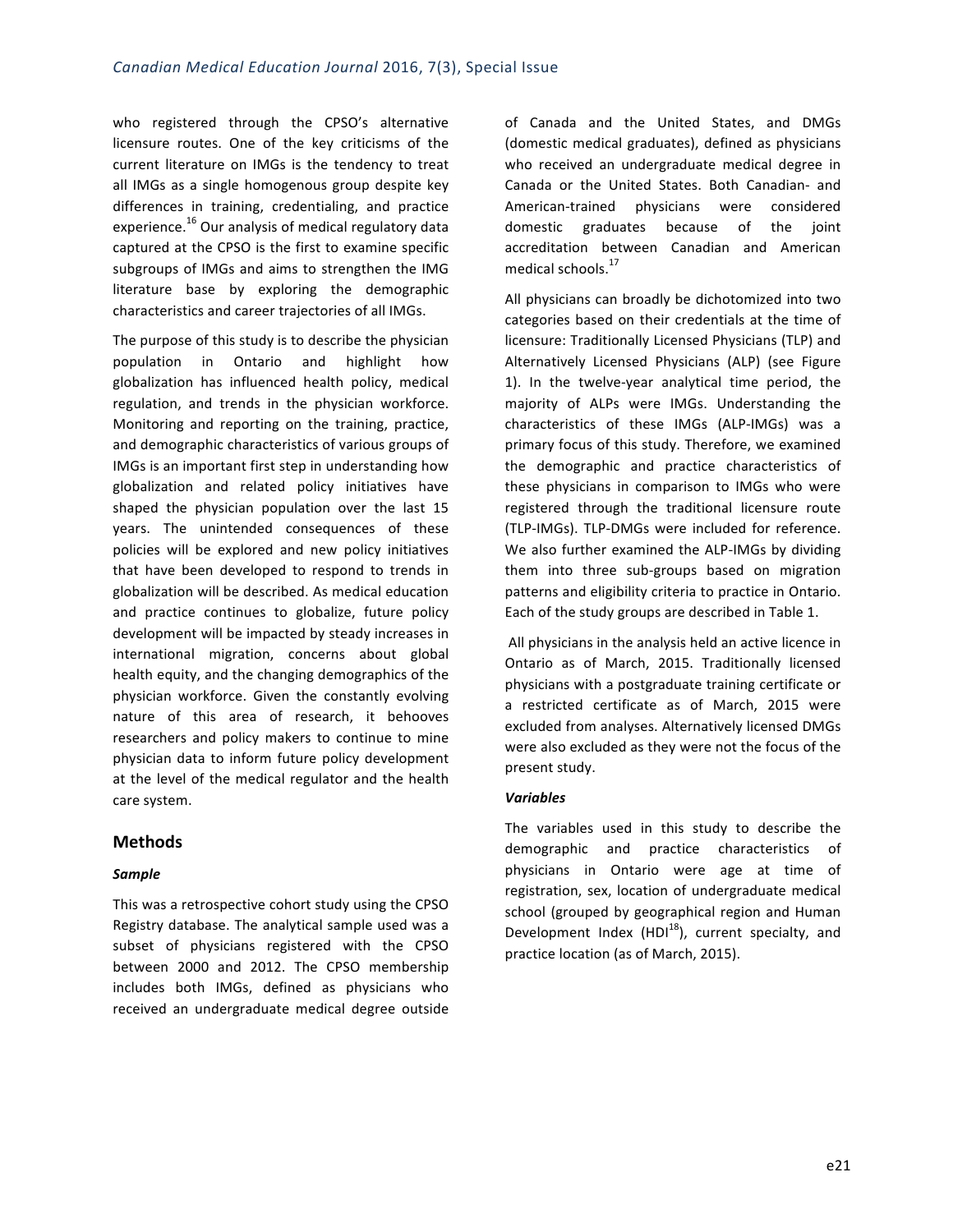who registered through the CPSO's alternative licensure routes. One of the key criticisms of the current literature on IMGs is the tendency to treat all IMGs as a single homogenous group despite key differences in training, credentialing, and practice experience.[16] Our analysis of medical regulatory data captured at the CPSO is the first to examine specific subgroups of IMGs and aims to strengthen the IMG literature base by exploring the demographic characteristics and career trajectories of all IMGs.

The purpose of this study is to describe the physician population in Ontario and highlight how globalization has influenced health policy, medical regulation, and trends in the physician workforce. Monitoring and reporting on the training, practice, and demographic characteristics of various groups of IMGs is an important first step in understanding how globalization and related policy initiatives have shaped the physician population over the last 15 years. The unintended consequences of these policies will be explored and new policy initiatives that have been developed to respond to trends in globalization will be described. As medical education and practice continues to globalize, future policy development will be impacted by steady increases in international migration, concerns about global health equity, and the changing demographics of the physician workforce. Given the constantly evolving nature of this area of research, it behooves researchers and policy makers to continue to mine physician data to inform future policy development at the level of the medical regulator and the health care system.

## Methods

### *Sample*

This was a retrospective cohort study using the CPSO Registry database. The analytical sample used was a subset of physicians registered with the CPSO between 2000 and 2012. The CPSO membership includes both IMGs, defined as physicians who received an undergraduate medical degree outside of Canada and the United States, and DMGs (domestic medical graduates), defined as physicians who received an undergraduate medical degree in Canada or the United States. Both Canadian- and American-trained physicians were considered domestic graduates because of the joint accreditation between Canadian and American medical schools.[17]

All physicians can broadly be dichotomized into two categories based on their credentials at the time of licensure: Traditionally Licensed Physicians (TLP) and Alternatively Licensed Physicians (ALP) (see Figure 1). In the twelve-year analytical time period, the majority of ALPs were IMGs. Understanding the characteristics of these IMGs (ALP-IMGs) was a primary focus of this study. Therefore, we examined the demographic and practice characteristics of these physicians in comparison to IMGs who were registered through the traditional licensure route (TLP-IMGs). TLP-DMGs were included for reference. We also further examined the ALP-IMGs by dividing them into three sub-groups based on migration patterns and eligibility criteria to practice in Ontario. Each of the study groups are described in Table 1.

All physicians in the analysis held an active licence in Ontario as of March, 2015. Traditionally licensed physicians with a postgraduate training certificate or a restricted certificate as of March, 2015 were excluded from analyses. Alternatively licensed DMGs were also excluded as they were not the focus of the present study.

### *Variables*

The variables used in this study to describe the demographic and practice characteristics of physicians in Ontario were age at time of registration, sex, location of undergraduate medical school (grouped by geographical region and Human Development Index (HDI[18]), current specialty, and practice location (as of March, 2015).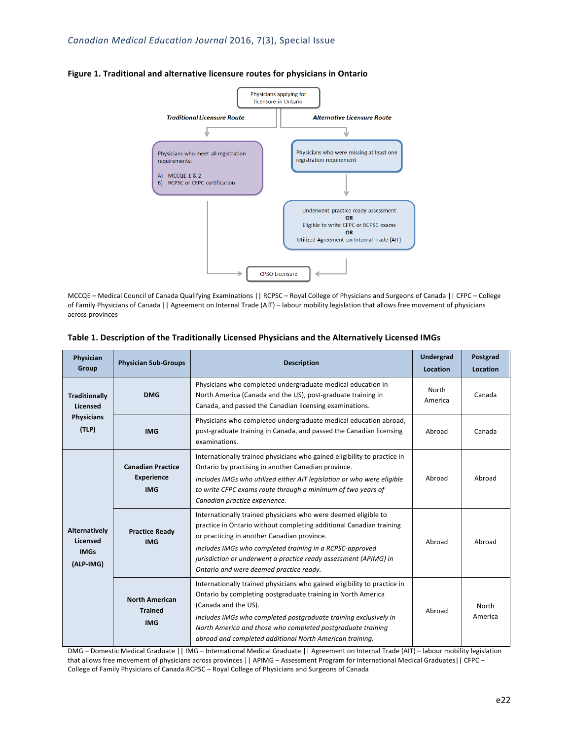**Figure 1. Traditional and alternative licensure routes for physicians in Ontario**

Physicians applying for licensure in Ontario

*Traditional Licensure Route*

Physicians who meet all registration requirements:

A) MCCQE 1 & 2
B) RCPSC or CFPC certification

*Alternative Licensure Route*

Physicians who were missing at least one registration requirement

Underwent practice ready assessment
**OR**
Eligible to write CFPC or RCPSC exams
**OR**
Utilized Agreement on Internal Trade (AIT)

CPSO Licensure

MCCQE – Medical Council of Canada Qualifying Examinations || RCPSC – Royal College of Physicians and Surgeons of Canada || CFPC – College of Family Physicians of Canada || Agreement on Internal Trade (AIT) – labour mobility legislation that allows free movement of physicians across provinces

**Table 1. Description of the Traditionally Licensed Physicians and the Alternatively Licensed IMGs**

| Physician Group | Physician Sub-Groups | Description | Undergrad Location | Postgrad Location |
|---|---|---|---|---|
| Traditionally Licensed Physicians (TLP) | DMG | Physicians who completed undergraduate medical education in North America (Canada and the US), post-graduate training in Canada, and passed the Canadian licensing examinations. | North America | Canada |
| | IMG | Physicians who completed undergraduate medical education abroad, post-graduate training in Canada, and passed the Canadian licensing examinations. | Abroad | Canada |
| Alternatively Licensed IMGs (ALP-IMG) | Canadian Practice Experience IMG | Internationally trained physicians who gained eligibility to practice in Ontario by practising in another Canadian province. *Includes IMGs who utilized either AIT legislation or who were eligible to write CFPC exams route through a minimum of two years of Canadian practice experience.* | Abroad | Abroad |
| | Practice Ready IMG | Internationally trained physicians who were deemed eligible to practice in Ontario without completing additional Canadian training or practicing in another Canadian province. *Includes IMGs who completed training in a RCPSC-approved jurisdiction or underwent a practice ready assessment (APIMG) in Ontario and were deemed practice ready.* | Abroad | Abroad |
| | North American Trained IMG | Internationally trained physicians who gained eligibility to practice in Ontario by completing postgraduate training in North America (Canada and the US). *Includes IMGs who completed postgraduate training exclusively in North America and those who completed postgraduate training abroad and completed additional North American training.* | Abroad | North America |

DMG – Domestic Medical Graduate || IMG – International Medical Graduate || Agreement on Internal Trade (AIT) – labour mobility legislation that allows free movement of physicians across provinces || APIMG – Assessment Program for International Medical Graduates|| CFPC – College of Family Physicians of Canada RCPSC – Royal College of Physicians and Surgeons of Canada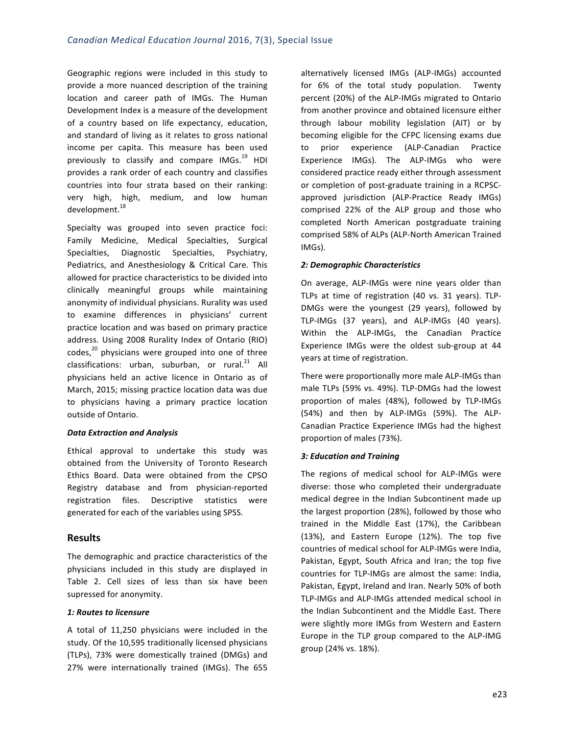Geographic regions were included in this study to provide a more nuanced description of the training location and career path of IMGs. The Human Development Index is a measure of the development of a country based on life expectancy, education, and standard of living as it relates to gross national income per capita. This measure has been used previously to classify and compare IMGs.[19] HDI provides a rank order of each country and classifies countries into four strata based on their ranking: very high, high, medium, and low human development.[18]

Specialty was grouped into seven practice foci: Family Medicine, Medical Specialties, Surgical Specialties, Diagnostic Specialties, Psychiatry, Pediatrics, and Anesthesiology & Critical Care. This allowed for practice characteristics to be divided into clinically meaningful groups while maintaining anonymity of individual physicians. Rurality was used to examine differences in physicians' current practice location and was based on primary practice address. Using 2008 Rurality Index of Ontario (RIO) codes,[20] physicians were grouped into one of three classifications: urban, suburban, or rural.[21] All physicians held an active licence in Ontario as of March, 2015; missing practice location data was due to physicians having a primary practice location outside of Ontario.

***Data Extraction and Analysis***

Ethical approval to undertake this study was obtained from the University of Toronto Research Ethics Board. Data were obtained from the CPSO Registry database and from physician-reported registration files. Descriptive statistics were generated for each of the variables using SPSS.

## Results

The demographic and practice characteristics of the physicians included in this study are displayed in Table 2. Cell sizes of less than six have been supressed for anonymity.

***1: Routes to licensure***

A total of 11,250 physicians were included in the study. Of the 10,595 traditionally licensed physicians (TLPs), 73% were domestically trained (DMGs) and 27% were internationally trained (IMGs). The 655 alternatively licensed IMGs (ALP-IMGs) accounted for 6% of the total study population. Twenty percent (20%) of the ALP-IMGs migrated to Ontario from another province and obtained licensure either through labour mobility legislation (AIT) or by becoming eligible for the CFPC licensing exams due to prior experience (ALP-Canadian Practice Experience IMGs). The ALP-IMGs who were considered practice ready either through assessment or completion of post-graduate training in a RCPSC-approved jurisdiction (ALP-Practice Ready IMGs) comprised 22% of the ALP group and those who completed North American postgraduate training comprised 58% of ALPs (ALP-North American Trained IMGs).

***2: Demographic Characteristics***

On average, ALP-IMGs were nine years older than TLPs at time of registration (40 vs. 31 years). TLP-DMGs were the youngest (29 years), followed by TLP-IMGs (37 years), and ALP-IMGs (40 years). Within the ALP-IMGs, the Canadian Practice Experience IMGs were the oldest sub-group at 44 years at time of registration.

There were proportionally more male ALP-IMGs than male TLPs (59% vs. 49%). TLP-DMGs had the lowest proportion of males (48%), followed by TLP-IMGs (54%) and then by ALP-IMGs (59%). The ALP-Canadian Practice Experience IMGs had the highest proportion of males (73%).

***3: Education and Training***

The regions of medical school for ALP-IMGs were diverse: those who completed their undergraduate medical degree in the Indian Subcontinent made up the largest proportion (28%), followed by those who trained in the Middle East (17%), the Caribbean (13%), and Eastern Europe (12%). The top five countries of medical school for ALP-IMGs were India, Pakistan, Egypt, South Africa and Iran; the top five countries for TLP-IMGs are almost the same: India, Pakistan, Egypt, Ireland and Iran. Nearly 50% of both TLP-IMGs and ALP-IMGs attended medical school in the Indian Subcontinent and the Middle East. There were slightly more IMGs from Western and Eastern Europe in the TLP group compared to the ALP-IMG group (24% vs. 18%).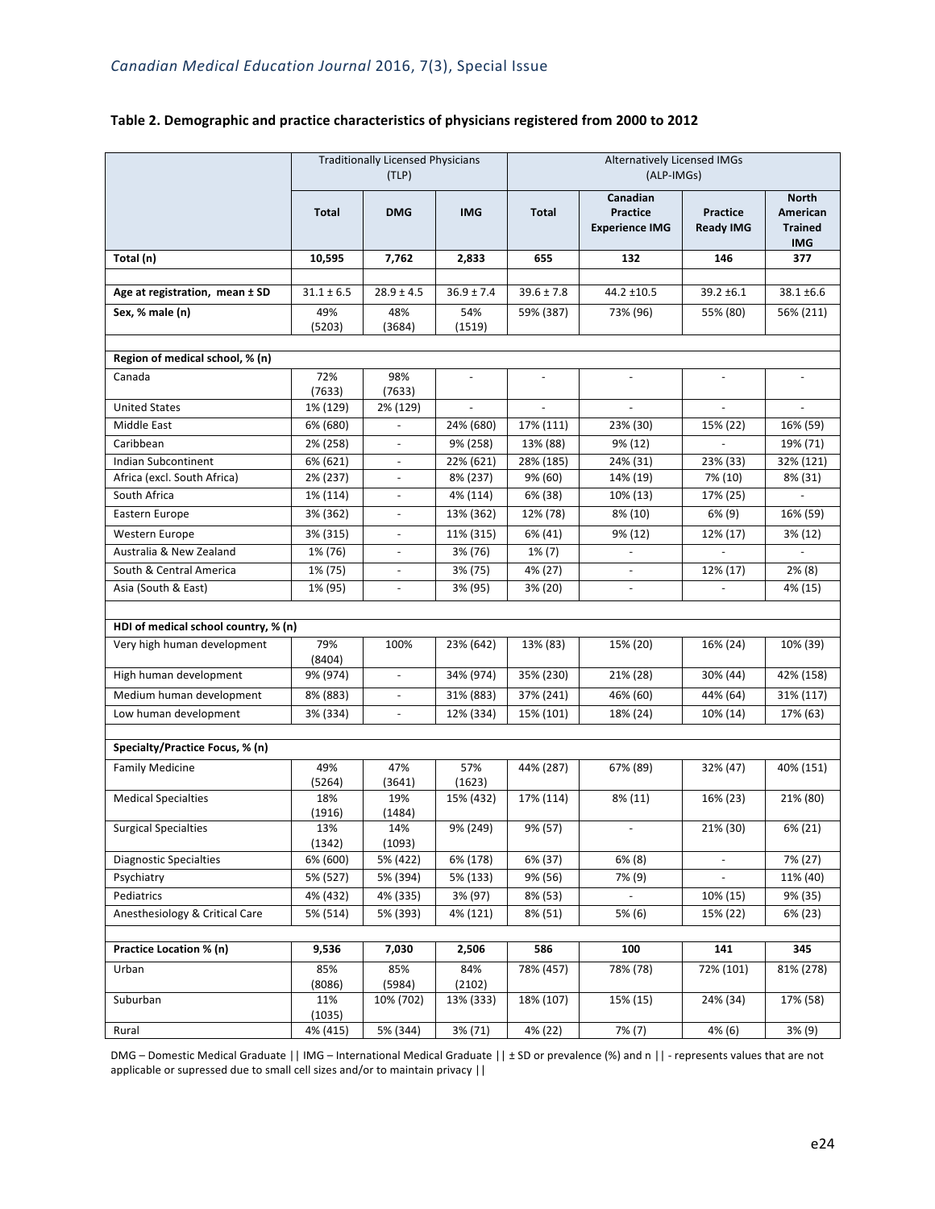### Table 2. Demographic and practice characteristics of physicians registered from 2000 to 2012

| | Traditionally Licensed Physicians (TLP) | | | Alternatively Licensed IMGs (ALP-IMGs) | | | |
|---|---|---|---|---|---|---|---|
| | **Total** | **DMG** | **IMG** | **Total** | **Canadian Practice Experience IMG** | **Practice Ready IMG** | **North American Trained IMG** |
| **Total (n)** | **10,595** | **7,762** | **2,833** | **655** | **132** | **146** | **377** |
| **Age at registration, mean ± SD** | 31.1 ± 6.5 | 28.9 ± 4.5 | 36.9 ± 7.4 | 39.6 ± 7.8 | 44.2 ±10.5 | 39.2 ±6.1 | 38.1 ±6.6 |
| **Sex, % male (n)** | 49% (5203) | 48% (3684) | 54% (1519) | 59% (387) | 73% (96) | 55% (80) | 56% (211) |
| **Region of medical school, % (n)** | | | | | | | |
| Canada | 72% (7633) | 98% (7633) | - | - | - | - | - |
| United States | 1% (129) | 2% (129) | - | - | - | - | - |
| Middle East | 6% (680) | - | 24% (680) | 17% (111) | 23% (30) | 15% (22) | 16% (59) |
| Caribbean | 2% (258) | - | 9% (258) | 13% (88) | 9% (12) | - | 19% (71) |
| Indian Subcontinent | 6% (621) | - | 22% (621) | 28% (185) | 24% (31) | 23% (33) | 32% (121) |
| Africa (excl. South Africa) | 2% (237) | - | 8% (237) | 9% (60) | 14% (19) | 7% (10) | 8% (31) |
| South Africa | 1% (114) | - | 4% (114) | 6% (38) | 10% (13) | 17% (25) | - |
| Eastern Europe | 3% (362) | - | 13% (362) | 12% (78) | 8% (10) | 6% (9) | 16% (59) |
| Western Europe | 3% (315) | - | 11% (315) | 6% (41) | 9% (12) | 12% (17) | 3% (12) |
| Australia & New Zealand | 1% (76) | - | 3% (76) | 1% (7) | - | - | - |
| South & Central America | 1% (75) | - | 3% (75) | 4% (27) | - | 12% (17) | 2% (8) |
| Asia (South & East) | 1% (95) | - | 3% (95) | 3% (20) | - | - | 4% (15) |
| **HDI of medical school country, % (n)** | | | | | | | |
| Very high human development | 79% (8404) | 100% | 23% (642) | 13% (83) | 15% (20) | 16% (24) | 10% (39) |
| High human development | 9% (974) | - | 34% (974) | 35% (230) | 21% (28) | 30% (44) | 42% (158) |
| Medium human development | 8% (883) | - | 31% (883) | 37% (241) | 46% (60) | 44% (64) | 31% (117) |
| Low human development | 3% (334) | - | 12% (334) | 15% (101) | 18% (24) | 10% (14) | 17% (63) |
| **Specialty/Practice Focus, % (n)** | | | | | | | |
| Family Medicine | 49% (5264) | 47% (3641) | 57% (1623) | 44% (287) | 67% (89) | 32% (47) | 40% (151) |
| Medical Specialties | 18% (1916) | 19% (1484) | 15% (432) | 17% (114) | 8% (11) | 16% (23) | 21% (80) |
| Surgical Specialties | 13% (1342) | 14% (1093) | 9% (249) | 9% (57) | - | 21% (30) | 6% (21) |
| Diagnostic Specialties | 6% (600) | 5% (422) | 6% (178) | 6% (37) | 6% (8) | - | 7% (27) |
| Psychiatry | 5% (527) | 5% (394) | 5% (133) | 9% (56) | 7% (9) | - | 11% (40) |
| Pediatrics | 4% (432) | 4% (335) | 3% (97) | 8% (53) | - | 10% (15) | 9% (35) |
| Anesthesiology & Critical Care | 5% (514) | 5% (393) | 4% (121) | 8% (51) | 5% (6) | 15% (22) | 6% (23) |
| **Practice Location % (n)** | **9,536** | **7,030** | **2,506** | **586** | **100** | **141** | **345** |
| Urban | 85% (8086) | 85% (5984) | 84% (2102) | 78% (457) | 78% (78) | 72% (101) | 81% (278) |
| Suburban | 11% (1035) | 10% (702) | 13% (333) | 18% (107) | 15% (15) | 24% (34) | 17% (58) |
| Rural | 4% (415) | 5% (344) | 3% (71) | 4% (22) | 7% (7) | 4% (6) | 3% (9) |

DMG – Domestic Medical Graduate || IMG – International Medical Graduate || ± SD or prevalence (%) and n || - represents values that are not applicable or supressed due to small cell sizes and/or to maintain privacy ||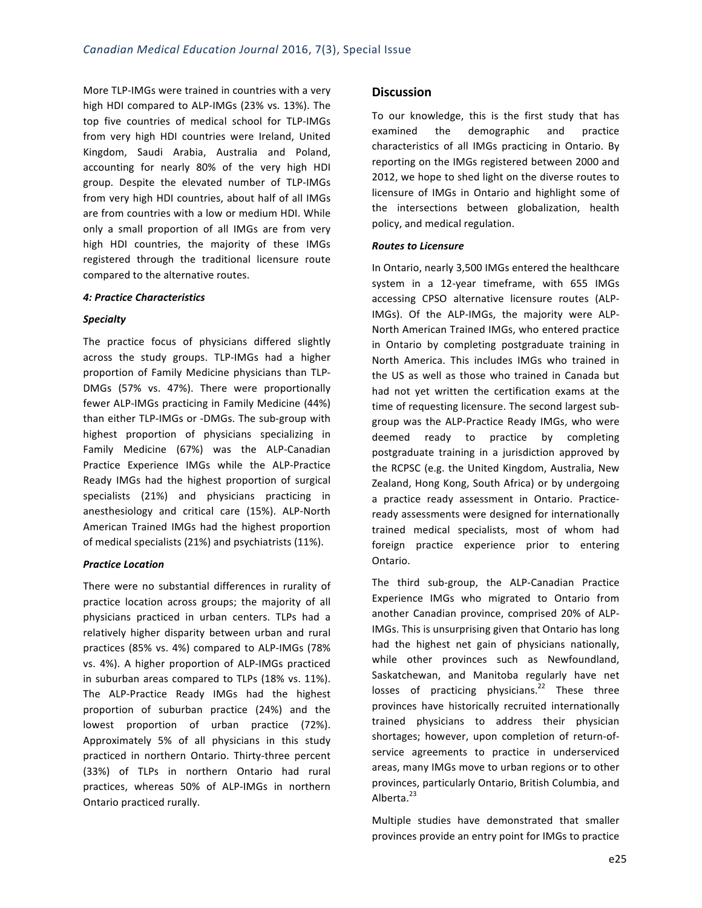More TLP-IMGs were trained in countries with a very high HDI compared to ALP-IMGs (23% vs. 13%). The top five countries of medical school for TLP-IMGs from very high HDI countries were Ireland, United Kingdom, Saudi Arabia, Australia and Poland, accounting for nearly 80% of the very high HDI group. Despite the elevated number of TLP-IMGs from very high HDI countries, about half of all IMGs are from countries with a low or medium HDI. While only a small proportion of all IMGs are from very high HDI countries, the majority of these IMGs registered through the traditional licensure route compared to the alternative routes.

***4: Practice Characteristics***

***Specialty***

The practice focus of physicians differed slightly across the study groups. TLP-IMGs had a higher proportion of Family Medicine physicians than TLP-DMGs (57% vs. 47%). There were proportionally fewer ALP-IMGs practicing in Family Medicine (44%) than either TLP-IMGs or -DMGs. The sub-group with highest proportion of physicians specializing in Family Medicine (67%) was the ALP-Canadian Practice Experience IMGs while the ALP-Practice Ready IMGs had the highest proportion of surgical specialists (21%) and physicians practicing in anesthesiology and critical care (15%). ALP-North American Trained IMGs had the highest proportion of medical specialists (21%) and psychiatrists (11%).

***Practice Location***

There were no substantial differences in rurality of practice location across groups; the majority of all physicians practiced in urban centers. TLPs had a relatively higher disparity between urban and rural practices (85% vs. 4%) compared to ALP-IMGs (78% vs. 4%). A higher proportion of ALP-IMGs practiced in suburban areas compared to TLPs (18% vs. 11%). The ALP-Practice Ready IMGs had the highest proportion of suburban practice (24%) and the lowest proportion of urban practice (72%). Approximately 5% of all physicians in this study practiced in northern Ontario. Thirty-three percent (33%) of TLPs in northern Ontario had rural practices, whereas 50% of ALP-IMGs in northern Ontario practiced rurally.

## Discussion

To our knowledge, this is the first study that has examined the demographic and practice characteristics of all IMGs practicing in Ontario. By reporting on the IMGs registered between 2000 and 2012, we hope to shed light on the diverse routes to licensure of IMGs in Ontario and highlight some of the intersections between globalization, health policy, and medical regulation.

***Routes to Licensure***

In Ontario, nearly 3,500 IMGs entered the healthcare system in a 12-year timeframe, with 655 IMGs accessing CPSO alternative licensure routes (ALP-IMGs). Of the ALP-IMGs, the majority were ALP-North American Trained IMGs, who entered practice in Ontario by completing postgraduate training in North America. This includes IMGs who trained in the US as well as those who trained in Canada but had not yet written the certification exams at the time of requesting licensure. The second largest sub-group was the ALP-Practice Ready IMGs, who were deemed ready to practice by completing postgraduate training in a jurisdiction approved by the RCPSC (e.g. the United Kingdom, Australia, New Zealand, Hong Kong, South Africa) or by undergoing a practice ready assessment in Ontario. Practice-ready assessments were designed for internationally trained medical specialists, most of whom had foreign practice experience prior to entering Ontario.

The third sub-group, the ALP-Canadian Practice Experience IMGs who migrated to Ontario from another Canadian province, comprised 20% of ALP-IMGs. This is unsurprising given that Ontario has long had the highest net gain of physicians nationally, while other provinces such as Newfoundland, Saskatchewan, and Manitoba regularly have net losses of practicing physicians.[22] These three provinces have historically recruited internationally trained physicians to address their physician shortages; however, upon completion of return-of-service agreements to practice in underserviced areas, many IMGs move to urban regions or to other provinces, particularly Ontario, British Columbia, and Alberta.[23]

Multiple studies have demonstrated that smaller provinces provide an entry point for IMGs to practice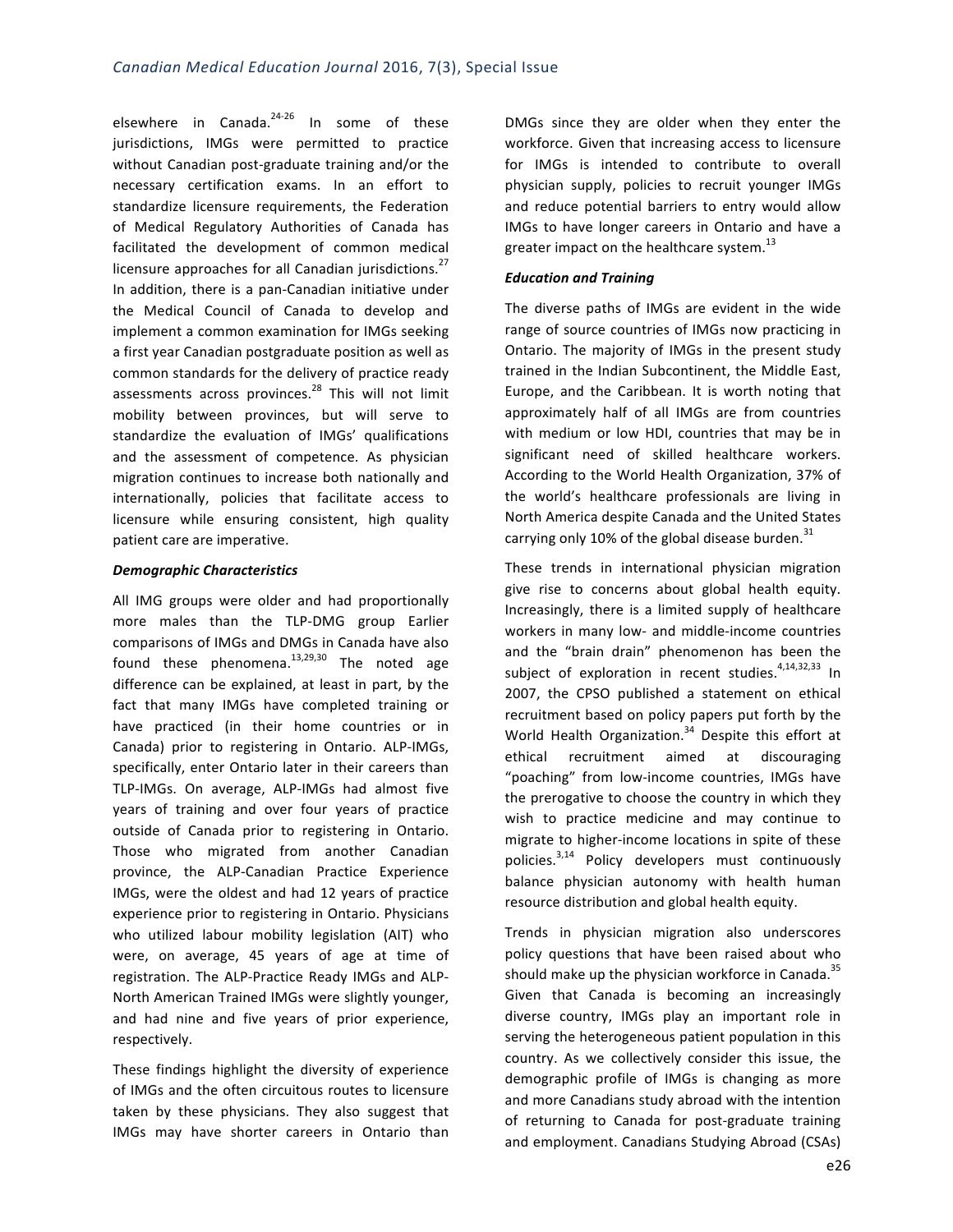elsewhere in Canada.[24-26] In some of these jurisdictions, IMGs were permitted to practice without Canadian post-graduate training and/or the necessary certification exams. In an effort to standardize licensure requirements, the Federation of Medical Regulatory Authorities of Canada has facilitated the development of common medical licensure approaches for all Canadian jurisdictions.[27] In addition, there is a pan-Canadian initiative under the Medical Council of Canada to develop and implement a common examination for IMGs seeking a first year Canadian postgraduate position as well as common standards for the delivery of practice ready assessments across provinces.[28] This will not limit mobility between provinces, but will serve to standardize the evaluation of IMGs' qualifications and the assessment of competence. As physician migration continues to increase both nationally and internationally, policies that facilitate access to licensure while ensuring consistent, high quality patient care are imperative.

***Demographic Characteristics***

All IMG groups were older and had proportionally more males than the TLP-DMG group Earlier comparisons of IMGs and DMGs in Canada have also found these phenomena.[13,29,30] The noted age difference can be explained, at least in part, by the fact that many IMGs have completed training or have practiced (in their home countries or in Canada) prior to registering in Ontario. ALP-IMGs, specifically, enter Ontario later in their careers than TLP-IMGs. On average, ALP-IMGs had almost five years of training and over four years of practice outside of Canada prior to registering in Ontario. Those who migrated from another Canadian province, the ALP-Canadian Practice Experience IMGs, were the oldest and had 12 years of practice experience prior to registering in Ontario. Physicians who utilized labour mobility legislation (AIT) who were, on average, 45 years of age at time of registration. The ALP-Practice Ready IMGs and ALP-North American Trained IMGs were slightly younger, and had nine and five years of prior experience, respectively.

These findings highlight the diversity of experience of IMGs and the often circuitous routes to licensure taken by these physicians. They also suggest that IMGs may have shorter careers in Ontario than DMGs since they are older when they enter the workforce. Given that increasing access to licensure for IMGs is intended to contribute to overall physician supply, policies to recruit younger IMGs and reduce potential barriers to entry would allow IMGs to have longer careers in Ontario and have a greater impact on the healthcare system.[13]

***Education and Training***

The diverse paths of IMGs are evident in the wide range of source countries of IMGs now practicing in Ontario. The majority of IMGs in the present study trained in the Indian Subcontinent, the Middle East, Europe, and the Caribbean. It is worth noting that approximately half of all IMGs are from countries with medium or low HDI, countries that may be in significant need of skilled healthcare workers. According to the World Health Organization, 37% of the world's healthcare professionals are living in North America despite Canada and the United States carrying only 10% of the global disease burden.[31]

These trends in international physician migration give rise to concerns about global health equity. Increasingly, there is a limited supply of healthcare workers in many low- and middle-income countries and the "brain drain" phenomenon has been the subject of exploration in recent studies.[4,14,32,33] In 2007, the CPSO published a statement on ethical recruitment based on policy papers put forth by the World Health Organization.[34] Despite this effort at ethical recruitment aimed at discouraging "poaching" from low-income countries, IMGs have the prerogative to choose the country in which they wish to practice medicine and may continue to migrate to higher-income locations in spite of these policies.[3,14] Policy developers must continuously balance physician autonomy with health human resource distribution and global health equity.

Trends in physician migration also underscores policy questions that have been raised about who should make up the physician workforce in Canada.[35] Given that Canada is becoming an increasingly diverse country, IMGs play an important role in serving the heterogeneous patient population in this country. As we collectively consider this issue, the demographic profile of IMGs is changing as more and more Canadians study abroad with the intention of returning to Canada for post-graduate training and employment. Canadians Studying Abroad (CSAs)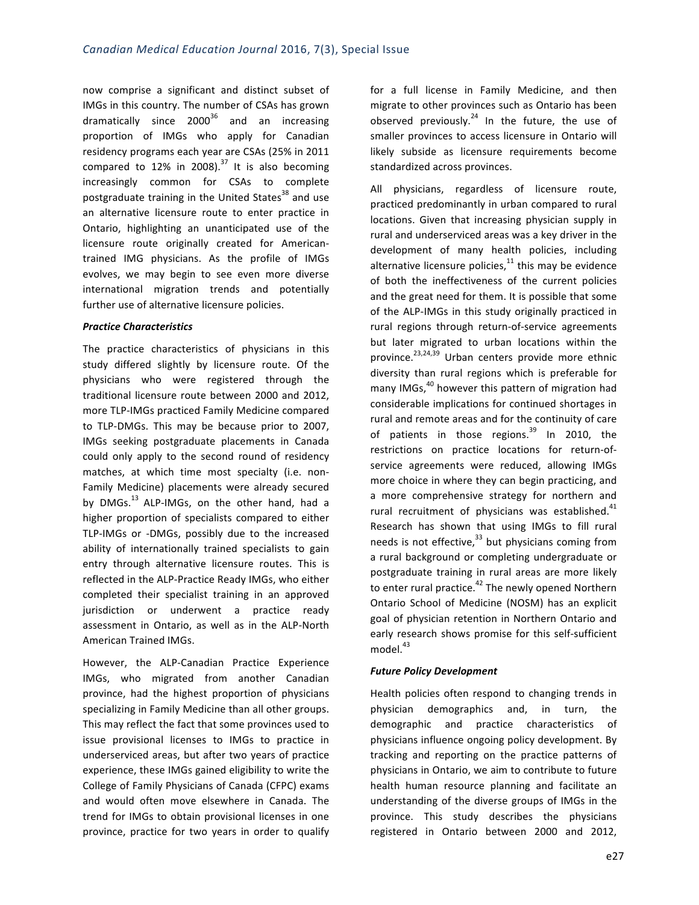now comprise a significant and distinct subset of IMGs in this country. The number of CSAs has grown dramatically since 2000[36] and an increasing proportion of IMGs who apply for Canadian residency programs each year are CSAs (25% in 2011 compared to 12% in 2008).[37] It is also becoming increasingly common for CSAs to complete postgraduate training in the United States[38] and use an alternative licensure route to enter practice in Ontario, highlighting an unanticipated use of the licensure route originally created for American-trained IMG physicians. As the profile of IMGs evolves, we may begin to see even more diverse international migration trends and potentially further use of alternative licensure policies.

***Practice Characteristics***

The practice characteristics of physicians in this study differed slightly by licensure route. Of the physicians who were registered through the traditional licensure route between 2000 and 2012, more TLP-IMGs practiced Family Medicine compared to TLP-DMGs. This may be because prior to 2007, IMGs seeking postgraduate placements in Canada could only apply to the second round of residency matches, at which time most specialty (i.e. non-Family Medicine) placements were already secured by DMGs.[13] ALP-IMGs, on the other hand, had a higher proportion of specialists compared to either TLP-IMGs or -DMGs, possibly due to the increased ability of internationally trained specialists to gain entry through alternative licensure routes. This is reflected in the ALP-Practice Ready IMGs, who either completed their specialist training in an approved jurisdiction or underwent a practice ready assessment in Ontario, as well as in the ALP-North American Trained IMGs.

However, the ALP-Canadian Practice Experience IMGs, who migrated from another Canadian province, had the highest proportion of physicians specializing in Family Medicine than all other groups. This may reflect the fact that some provinces used to issue provisional licenses to IMGs to practice in underserviced areas, but after two years of practice experience, these IMGs gained eligibility to write the College of Family Physicians of Canada (CFPC) exams and would often move elsewhere in Canada. The trend for IMGs to obtain provisional licenses in one province, practice for two years in order to qualify for a full license in Family Medicine, and then migrate to other provinces such as Ontario has been observed previously.[24] In the future, the use of smaller provinces to access licensure in Ontario will likely subside as licensure requirements become standardized across provinces.

All physicians, regardless of licensure route, practiced predominantly in urban compared to rural locations. Given that increasing physician supply in rural and underserviced areas was a key driver in the development of many health policies, including alternative licensure policies,[11] this may be evidence of both the ineffectiveness of the current policies and the great need for them. It is possible that some of the ALP-IMGs in this study originally practiced in rural regions through return-of-service agreements but later migrated to urban locations within the province.[23,24,39] Urban centers provide more ethnic diversity than rural regions which is preferable for many IMGs,[40] however this pattern of migration had considerable implications for continued shortages in rural and remote areas and for the continuity of care of patients in those regions.[39] In 2010, the restrictions on practice locations for return-of-service agreements were reduced, allowing IMGs more choice in where they can begin practicing, and a more comprehensive strategy for northern and rural recruitment of physicians was established.[41] Research has shown that using IMGs to fill rural needs is not effective,[33] but physicians coming from a rural background or completing undergraduate or postgraduate training in rural areas are more likely to enter rural practice.[42] The newly opened Northern Ontario School of Medicine (NOSM) has an explicit goal of physician retention in Northern Ontario and early research shows promise for this self-sufficient model.[43]

***Future Policy Development***

Health policies often respond to changing trends in physician demographics and, in turn, the demographic and practice characteristics of physicians influence ongoing policy development. By tracking and reporting on the practice patterns of physicians in Ontario, we aim to contribute to future health human resource planning and facilitate an understanding of the diverse groups of IMGs in the province. This study describes the physicians registered in Ontario between 2000 and 2012,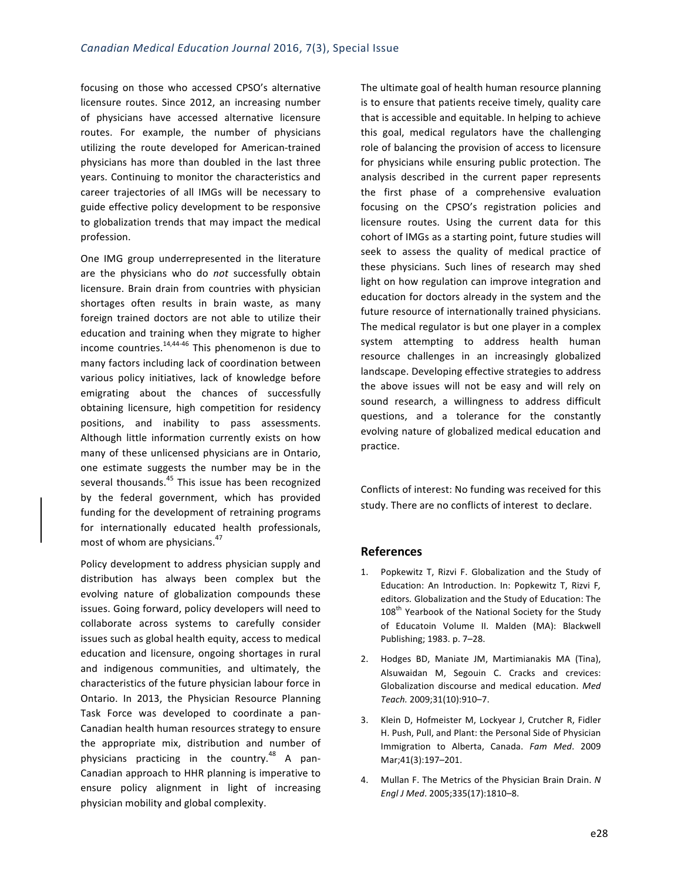focusing on those who accessed CPSO's alternative licensure routes. Since 2012, an increasing number of physicians have accessed alternative licensure routes. For example, the number of physicians utilizing the route developed for American-trained physicians has more than doubled in the last three years. Continuing to monitor the characteristics and career trajectories of all IMGs will be necessary to guide effective policy development to be responsive to globalization trends that may impact the medical profession.

One IMG group underrepresented in the literature are the physicians who do *not* successfully obtain licensure. Brain drain from countries with physician shortages often results in brain waste, as many foreign trained doctors are not able to utilize their education and training when they migrate to higher income countries.[14,44-46] This phenomenon is due to many factors including lack of coordination between various policy initiatives, lack of knowledge before emigrating about the chances of successfully obtaining licensure, high competition for residency positions, and inability to pass assessments. Although little information currently exists on how many of these unlicensed physicians are in Ontario, one estimate suggests the number may be in the several thousands.[45] This issue has been recognized by the federal government, which has provided funding for the development of retraining programs for internationally educated health professionals, most of whom are physicians.[47]

Policy development to address physician supply and distribution has always been complex but the evolving nature of globalization compounds these issues. Going forward, policy developers will need to collaborate across systems to carefully consider issues such as global health equity, access to medical education and licensure, ongoing shortages in rural and indigenous communities, and ultimately, the characteristics of the future physician labour force in Ontario. In 2013, the Physician Resource Planning Task Force was developed to coordinate a pan-Canadian health human resources strategy to ensure the appropriate mix, distribution and number of physicians practicing in the country.[48] A pan-Canadian approach to HHR planning is imperative to ensure policy alignment in light of increasing physician mobility and global complexity.

The ultimate goal of health human resource planning is to ensure that patients receive timely, quality care that is accessible and equitable. In helping to achieve this goal, medical regulators have the challenging role of balancing the provision of access to licensure for physicians while ensuring public protection. The analysis described in the current paper represents the first phase of a comprehensive evaluation focusing on the CPSO's registration policies and licensure routes. Using the current data for this cohort of IMGs as a starting point, future studies will seek to assess the quality of medical practice of these physicians. Such lines of research may shed light on how regulation can improve integration and education for doctors already in the system and the future resource of internationally trained physicians. The medical regulator is but one player in a complex system attempting to address health human resource challenges in an increasingly globalized landscape. Developing effective strategies to address the above issues will not be easy and will rely on sound research, a willingness to address difficult questions, and a tolerance for the constantly evolving nature of globalized medical education and practice.

Conflicts of interest: No funding was received for this study. There are no conflicts of interest to declare.

## References

1. Popkewitz T, Rizvi F. Globalization and the Study of Education: An Introduction. In: Popkewitz T, Rizvi F, editors. Globalization and the Study of Education: The 108th Yearbook of the National Society for the Study of Educatoin Volume II. Malden (MA): Blackwell Publishing; 1983. p. 7–28.
2. Hodges BD, Maniate JM, Martimianakis MA (Tina), Alsuwaidan M, Segouin C. Cracks and crevices: Globalization discourse and medical education. *Med Teach.* 2009;31(10):910–7.
3. Klein D, Hofmeister M, Lockyear J, Crutcher R, Fidler H. Push, Pull, and Plant: the Personal Side of Physician Immigration to Alberta, Canada. *Fam Med*. 2009 Mar;41(3):197–201.
4. Mullan F. The Metrics of the Physician Brain Drain. *N Engl J Med*. 2005;335(17):1810–8.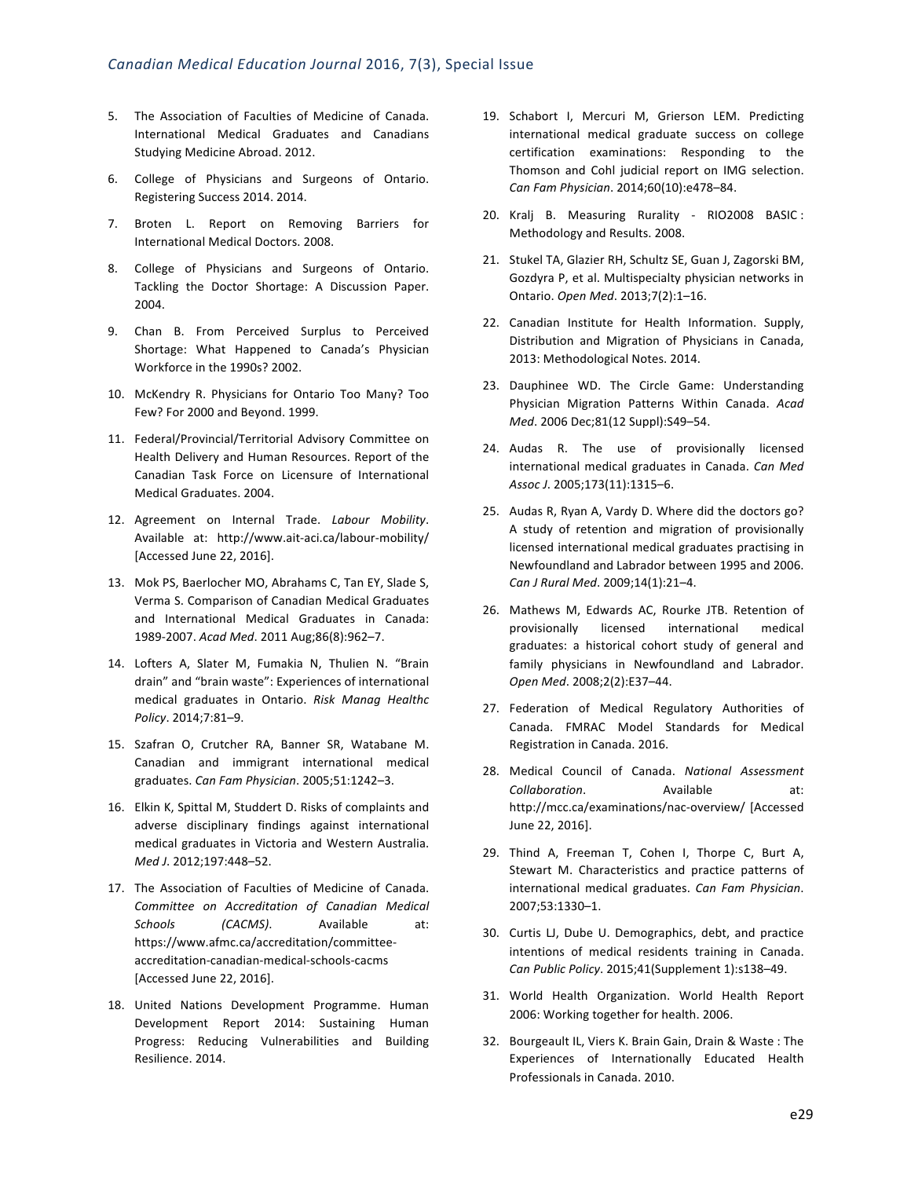5. The Association of Faculties of Medicine of Canada. International Medical Graduates and Canadians Studying Medicine Abroad. 2012.

6. College of Physicians and Surgeons of Ontario. Registering Success 2014. 2014.

7. Broten L. Report on Removing Barriers for International Medical Doctors. 2008.

8. College of Physicians and Surgeons of Ontario. Tackling the Doctor Shortage: A Discussion Paper. 2004.

9. Chan B. From Perceived Surplus to Perceived Shortage: What Happened to Canada's Physician Workforce in the 1990s? 2002.

10. McKendry R. Physicians for Ontario Too Many? Too Few? For 2000 and Beyond. 1999.

11. Federal/Provincial/Territorial Advisory Committee on Health Delivery and Human Resources. Report of the Canadian Task Force on Licensure of International Medical Graduates. 2004.

12. Agreement on Internal Trade. *Labour Mobility*. Available at: http://www.ait-aci.ca/labour-mobility/ [Accessed June 22, 2016].

13. Mok PS, Baerlocher MO, Abrahams C, Tan EY, Slade S, Verma S. Comparison of Canadian Medical Graduates and International Medical Graduates in Canada: 1989-2007. *Acad Med*. 2011 Aug;86(8):962–7.

14. Lofters A, Slater M, Fumakia N, Thulien N. "Brain drain" and "brain waste": Experiences of international medical graduates in Ontario. *Risk Manag Healthc Policy*. 2014;7:81–9.

15. Szafran O, Crutcher RA, Banner SR, Watabane M. Canadian and immigrant international medical graduates. *Can Fam Physician*. 2005;51:1242–3.

16. Elkin K, Spittal M, Studdert D. Risks of complaints and adverse disciplinary findings against international medical graduates in Victoria and Western Australia. *Med J*. 2012;197:448–52.

17. The Association of Faculties of Medicine of Canada. *Committee on Accreditation of Canadian Medical Schools (CACMS)*. Available at: https://www.afmc.ca/accreditation/committee-accreditation-canadian-medical-schools-cacms [Accessed June 22, 2016].

18. United Nations Development Programme. Human Development Report 2014: Sustaining Human Progress: Reducing Vulnerabilities and Building Resilience. 2014.

19. Schabort I, Mercuri M, Grierson LEM. Predicting international medical graduate success on college certification examinations: Responding to the Thomson and Cohl judicial report on IMG selection. *Can Fam Physician*. 2014;60(10):e478–84.

20. Kralj B. Measuring Rurality - RIO2008 BASIC : Methodology and Results. 2008.

21. Stukel TA, Glazier RH, Schultz SE, Guan J, Zagorski BM, Gozdyra P, et al. Multispecialty physician networks in Ontario. *Open Med*. 2013;7(2):1–16.

22. Canadian Institute for Health Information. Supply, Distribution and Migration of Physicians in Canada, 2013: Methodological Notes. 2014.

23. Dauphinee WD. The Circle Game: Understanding Physician Migration Patterns Within Canada. *Acad Med*. 2006 Dec;81(12 Suppl):S49–54.

24. Audas R. The use of provisionally licensed international medical graduates in Canada. *Can Med Assoc J*. 2005;173(11):1315–6.

25. Audas R, Ryan A, Vardy D. Where did the doctors go? A study of retention and migration of provisionally licensed international medical graduates practising in Newfoundland and Labrador between 1995 and 2006. *Can J Rural Med*. 2009;14(1):21–4.

26. Mathews M, Edwards AC, Rourke JTB. Retention of provisionally licensed international medical graduates: a historical cohort study of general and family physicians in Newfoundland and Labrador. *Open Med*. 2008;2(2):E37–44.

27. Federation of Medical Regulatory Authorities of Canada. FMRAC Model Standards for Medical Registration in Canada. 2016.

28. Medical Council of Canada. *National Assessment Collaboration*. Available at: http://mcc.ca/examinations/nac-overview/ [Accessed June 22, 2016].

29. Thind A, Freeman T, Cohen I, Thorpe C, Burt A, Stewart M. Characteristics and practice patterns of international medical graduates. *Can Fam Physician*. 2007;53:1330–1.

30. Curtis LJ, Dube U. Demographics, debt, and practice intentions of medical residents training in Canada. *Can Public Policy*. 2015;41(Supplement 1):s138–49.

31. World Health Organization. World Health Report 2006: Working together for health. 2006.

32. Bourgeault IL, Viers K. Brain Gain, Drain & Waste : The Experiences of Internationally Educated Health Professionals in Canada. 2010.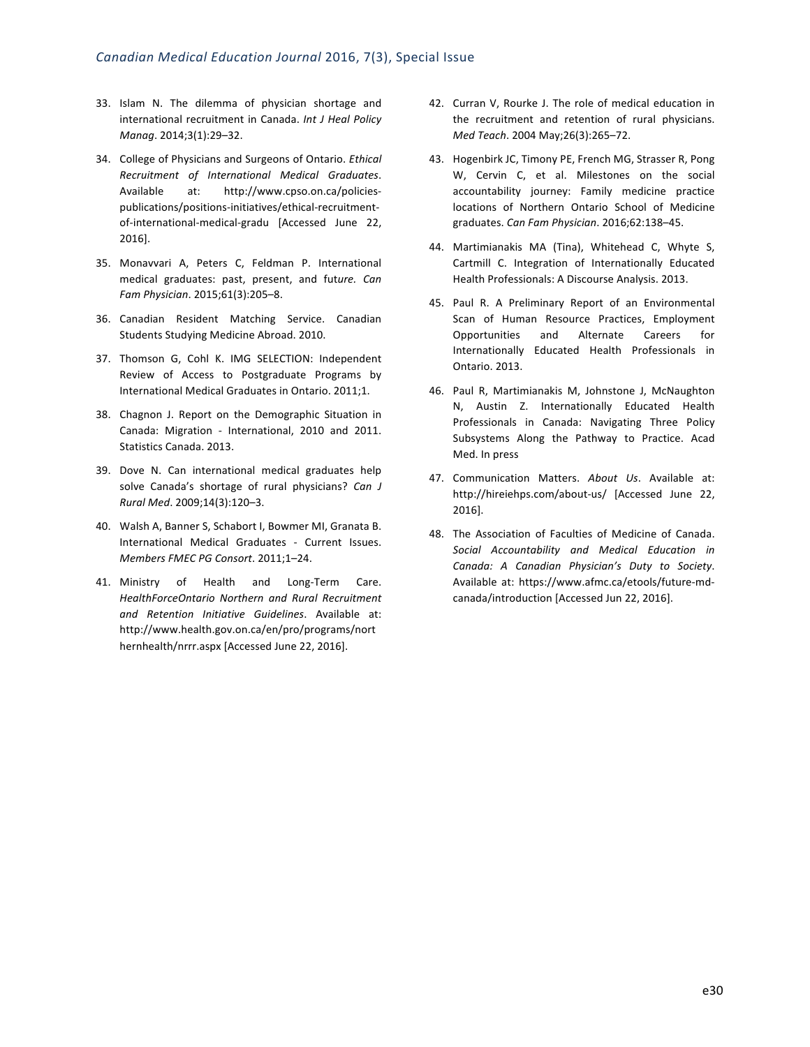33. Islam N. The dilemma of physician shortage and international recruitment in Canada. *Int J Heal Policy Manag*. 2014;3(1):29–32.

34. College of Physicians and Surgeons of Ontario. *Ethical Recruitment of International Medical Graduates*. Available at: http://www.cpso.on.ca/policies-publications/positions-initiatives/ethical-recruitment-of-international-medical-gradu [Accessed June 22, 2016].

35. Monavvari A, Peters C, Feldman P. International medical graduates: past, present, and fut*ure. Can Fam Physician*. 2015;61(3):205–8.

36. Canadian Resident Matching Service. Canadian Students Studying Medicine Abroad. 2010.

37. Thomson G, Cohl K. IMG SELECTION: Independent Review of Access to Postgraduate Programs by International Medical Graduates in Ontario. 2011;1.

38. Chagnon J. Report on the Demographic Situation in Canada: Migration - International, 2010 and 2011. Statistics Canada. 2013.

39. Dove N. Can international medical graduates help solve Canada's shortage of rural physicians? *Can J Rural Med*. 2009;14(3):120–3.

40. Walsh A, Banner S, Schabort I, Bowmer MI, Granata B. International Medical Graduates - Current Issues. *Members FMEC PG Consort*. 2011;1–24.

41. Ministry of Health and Long-Term Care. *HealthForceOntario Northern and Rural Recruitment and Retention Initiative Guidelines*. Available at: http://www.health.gov.on.ca/en/pro/programs/northernhealth/nrrr.aspx [Accessed June 22, 2016].

42. Curran V, Rourke J. The role of medical education in the recruitment and retention of rural physicians. *Med Teach*. 2004 May;26(3):265–72.

43. Hogenbirk JC, Timony PE, French MG, Strasser R, Pong W, Cervin C, et al. Milestones on the social accountability journey: Family medicine practice locations of Northern Ontario School of Medicine graduates. *Can Fam Physician*. 2016;62:138–45.

44. Martimianakis MA (Tina), Whitehead C, Whyte S, Cartmill C. Integration of Internationally Educated Health Professionals: A Discourse Analysis. 2013.

45. Paul R. A Preliminary Report of an Environmental Scan of Human Resource Practices, Employment Opportunities and Alternate Careers for Internationally Educated Health Professionals in Ontario. 2013.

46. Paul R, Martimianakis M, Johnstone J, McNaughton N, Austin Z. Internationally Educated Health Professionals in Canada: Navigating Three Policy Subsystems Along the Pathway to Practice. Acad Med. In press

47. Communication Matters. *About Us*. Available at: http://hireiehps.com/about-us/ [Accessed June 22, 2016].

48. The Association of Faculties of Medicine of Canada. *Social Accountability and Medical Education in Canada: A Canadian Physician's Duty to Society*. Available at: https://www.afmc.ca/etools/future-md-canada/introduction [Accessed Jun 22, 2016].